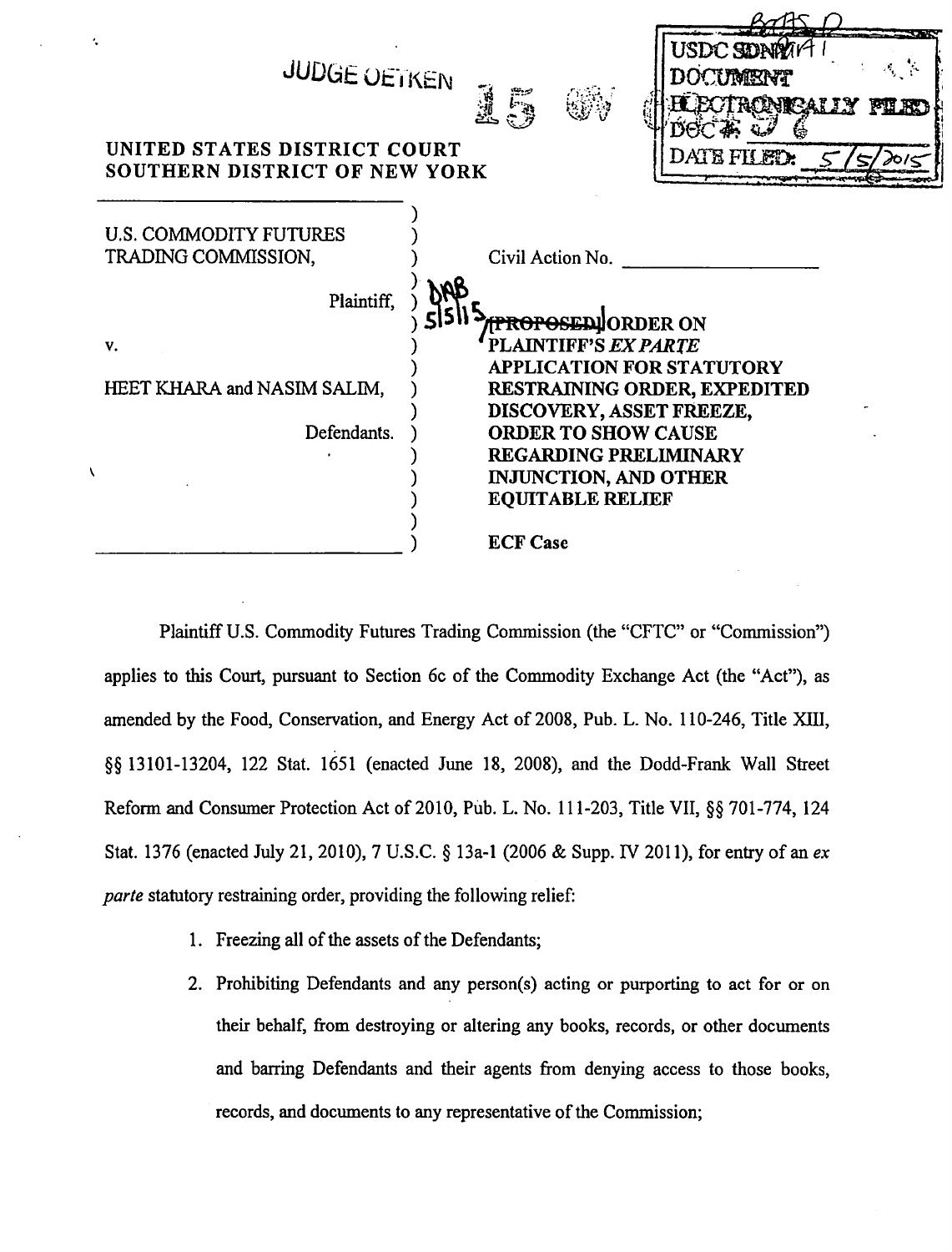JUDGE OETKEN

USDC SDNY
DOCUMENT
ELECTRONICALLY FILED
DOC #: 6
DATE FILED: 5/5/2015

UNITED STATES DISTRICT COURT
SOUTHERN DISTRICT OF NEW YORK

| | |
|---|---|
| U.S. COMMODITY FUTURES TRADING COMMISSION,<br><br>Plaintiff,<br><br>v.<br><br>HEET KHARA and NASIM SALIM,<br><br>Defendants. | Civil Action No. \_\_\_\_\_\_\_\_\_\_<br><br>~~[PROPOSED]~~ ORDER ON PLAINTIFF'S *EX PARTE* APPLICATION FOR STATUTORY RESTRAINING ORDER, EXPEDITED DISCOVERY, ASSET FREEZE, ORDER TO SHOW CAUSE REGARDING PRELIMINARY INJUNCTION, AND OTHER EQUITABLE RELIEF<br><br>ECF Case |

Plaintiff U.S. Commodity Futures Trading Commission (the "CFTC" or "Commission") applies to this Court, pursuant to Section 6c of the Commodity Exchange Act (the "Act"), as amended by the Food, Conservation, and Energy Act of 2008, Pub. L. No. 110-246, Title XIII, §§ 13101-13204, 122 Stat. 1651 (enacted June 18, 2008), and the Dodd-Frank Wall Street Reform and Consumer Protection Act of 2010, Pub. L. No. 111-203, Title VII, §§ 701-774, 124 Stat. 1376 (enacted July 21, 2010), 7 U.S.C. § 13a-1 (2006 & Supp. IV 2011), for entry of an *ex parte* statutory restraining order, providing the following relief:

1. Freezing all of the assets of the Defendants;
2. Prohibiting Defendants and any person(s) acting or purporting to act for or on their behalf, from destroying or altering any books, records, or other documents and barring Defendants and their agents from denying access to those books, records, and documents to any representative of the Commission;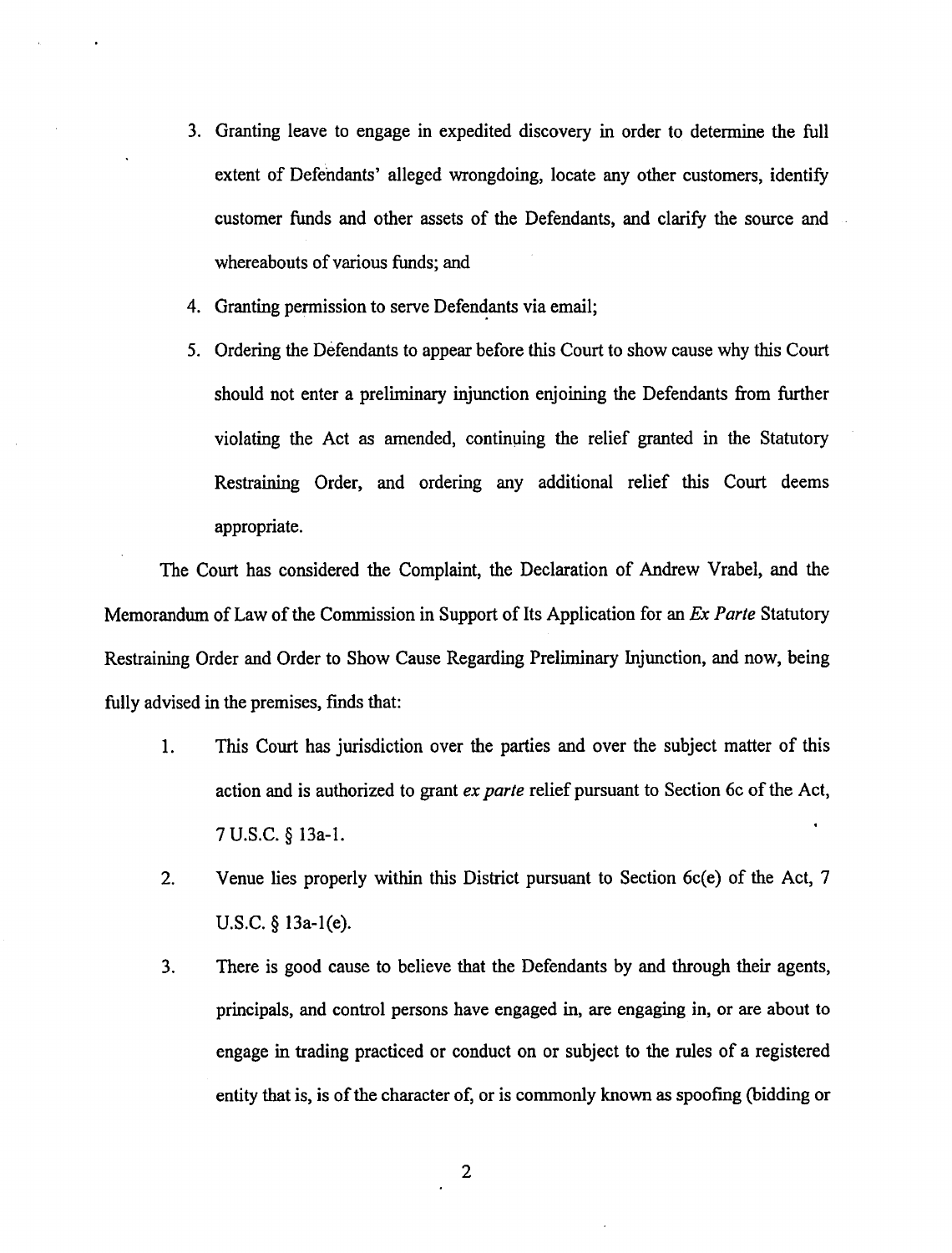3. Granting leave to engage in expedited discovery in order to determine the full extent of Defendants' alleged wrongdoing, locate any other customers, identify customer funds and other assets of the Defendants, and clarify the source and whereabouts of various funds; and

4. Granting permission to serve Defendants via email;

5. Ordering the Defendants to appear before this Court to show cause why this Court should not enter a preliminary injunction enjoining the Defendants from further violating the Act as amended, continuing the relief granted in the Statutory Restraining Order, and ordering any additional relief this Court deems appropriate.

The Court has considered the Complaint, the Declaration of Andrew Vrabel, and the Memorandum of Law of the Commission in Support of Its Application for an *Ex Parte* Statutory Restraining Order and Order to Show Cause Regarding Preliminary Injunction, and now, being fully advised in the premises, finds that:

1. This Court has jurisdiction over the parties and over the subject matter of this action and is authorized to grant *ex parte* relief pursuant to Section 6c of the Act, 7 U.S.C. § 13a-1.

2. Venue lies properly within this District pursuant to Section 6c(e) of the Act, 7 U.S.C. § 13a-1(e).

3. There is good cause to believe that the Defendants by and through their agents, principals, and control persons have engaged in, are engaging in, or are about to engage in trading practiced or conduct on or subject to the rules of a registered entity that is, is of the character of, or is commonly known as spoofing (bidding or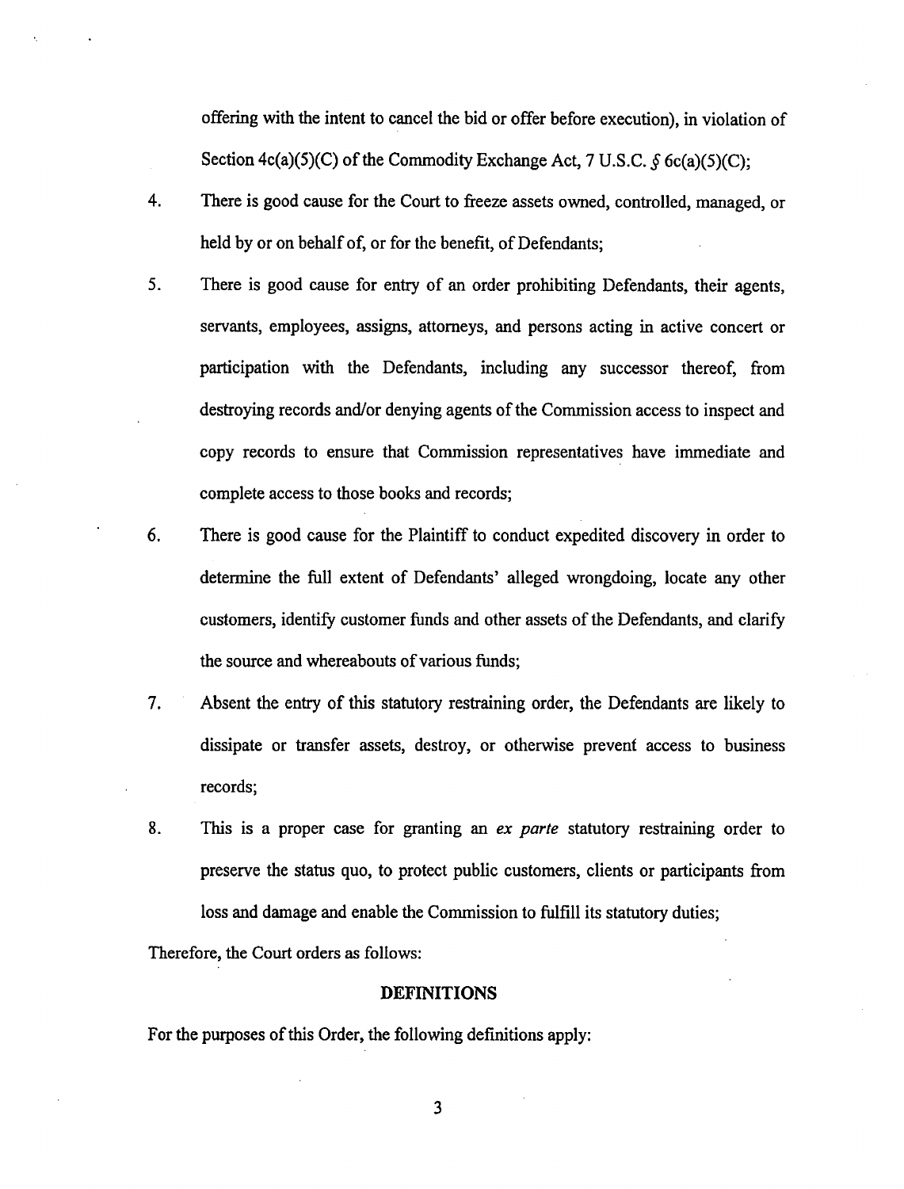offering with the intent to cancel the bid or offer before execution), in violation of Section 4c(a)(5)(C) of the Commodity Exchange Act, 7 U.S.C. § 6c(a)(5)(C);

4. There is good cause for the Court to freeze assets owned, controlled, managed, or held by or on behalf of, or for the benefit, of Defendants;

5. There is good cause for entry of an order prohibiting Defendants, their agents, servants, employees, assigns, attorneys, and persons acting in active concert or participation with the Defendants, including any successor thereof, from destroying records and/or denying agents of the Commission access to inspect and copy records to ensure that Commission representatives have immediate and complete access to those books and records;

6. There is good cause for the Plaintiff to conduct expedited discovery in order to determine the full extent of Defendants' alleged wrongdoing, locate any other customers, identify customer funds and other assets of the Defendants, and clarify the source and whereabouts of various funds;

7. Absent the entry of this statutory restraining order, the Defendants are likely to dissipate or transfer assets, destroy, or otherwise prevent access to business records;

8. This is a proper case for granting an *ex parte* statutory restraining order to preserve the status quo, to protect public customers, clients or participants from loss and damage and enable the Commission to fulfill its statutory duties;

Therefore, the Court orders as follows:

## DEFINITIONS

For the purposes of this Order, the following definitions apply: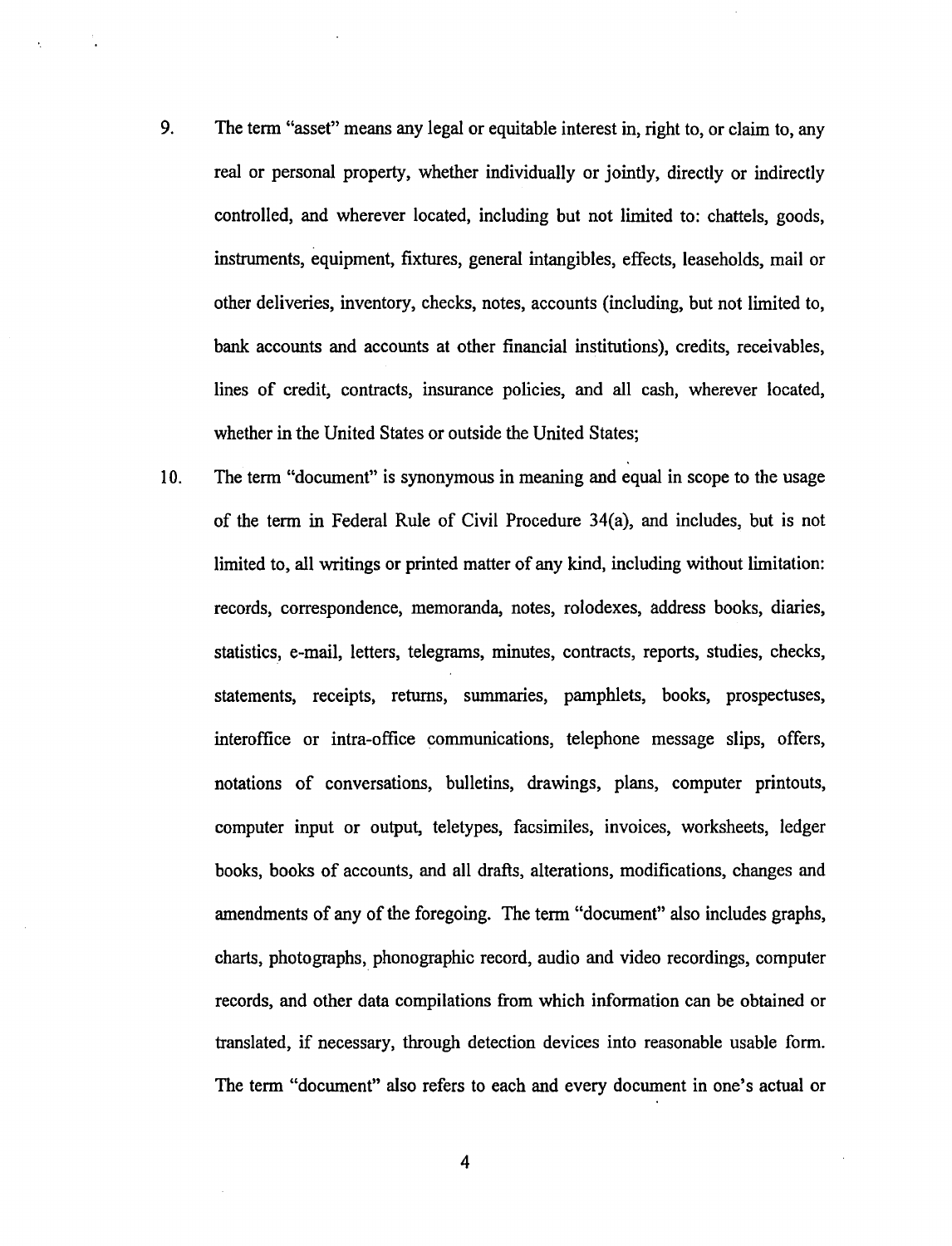9. The term "asset" means any legal or equitable interest in, right to, or claim to, any real or personal property, whether individually or jointly, directly or indirectly controlled, and wherever located, including but not limited to: chattels, goods, instruments, equipment, fixtures, general intangibles, effects, leaseholds, mail or other deliveries, inventory, checks, notes, accounts (including, but not limited to, bank accounts and accounts at other financial institutions), credits, receivables, lines of credit, contracts, insurance policies, and all cash, wherever located, whether in the United States or outside the United States;

10. The term "document" is synonymous in meaning and equal in scope to the usage of the term in Federal Rule of Civil Procedure 34(a), and includes, but is not limited to, all writings or printed matter of any kind, including without limitation: records, correspondence, memoranda, notes, rolodexes, address books, diaries, statistics, e-mail, letters, telegrams, minutes, contracts, reports, studies, checks, statements, receipts, returns, summaries, pamphlets, books, prospectuses, interoffice or intra-office communications, telephone message slips, offers, notations of conversations, bulletins, drawings, plans, computer printouts, computer input or output, teletypes, facsimiles, invoices, worksheets, ledger books, books of accounts, and all drafts, alterations, modifications, changes and amendments of any of the foregoing. The term "document" also includes graphs, charts, photographs, phonographic record, audio and video recordings, computer records, and other data compilations from which information can be obtained or translated, if necessary, through detection devices into reasonable usable form. The term "document" also refers to each and every document in one's actual or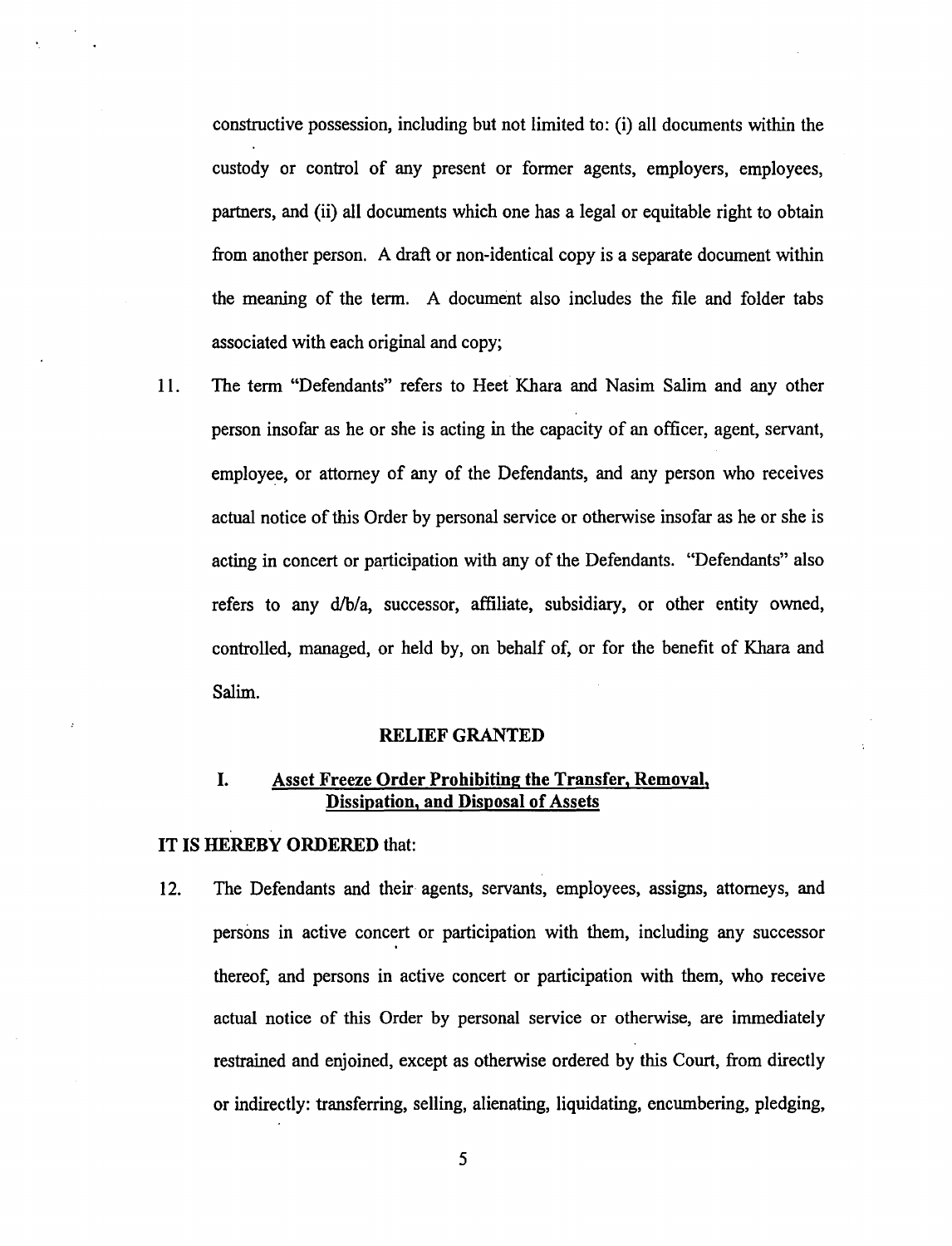constructive possession, including but not limited to: (i) all documents within the custody or control of any present or former agents, employers, employees, partners, and (ii) all documents which one has a legal or equitable right to obtain from another person. A draft or non-identical copy is a separate document within the meaning of the term. A document also includes the file and folder tabs associated with each original and copy;

11. The term "Defendants" refers to Heet Khara and Nasim Salim and any other person insofar as he or she is acting in the capacity of an officer, agent, servant, employee, or attorney of any of the Defendants, and any person who receives actual notice of this Order by personal service or otherwise insofar as he or she is acting in concert or participation with any of the Defendants. "Defendants" also refers to any d/b/a, successor, affiliate, subsidiary, or other entity owned, controlled, managed, or held by, on behalf of, or for the benefit of Khara and Salim.

## RELIEF GRANTED

### I. Asset Freeze Order Prohibiting the Transfer, Removal, Dissipation, and Disposal of Assets

**IT IS HEREBY ORDERED** that:

12. The Defendants and their agents, servants, employees, assigns, attorneys, and persons in active concert or participation with them, including any successor thereof, and persons in active concert or participation with them, who receive actual notice of this Order by personal service or otherwise, are immediately restrained and enjoined, except as otherwise ordered by this Court, from directly or indirectly: transferring, selling, alienating, liquidating, encumbering, pledging,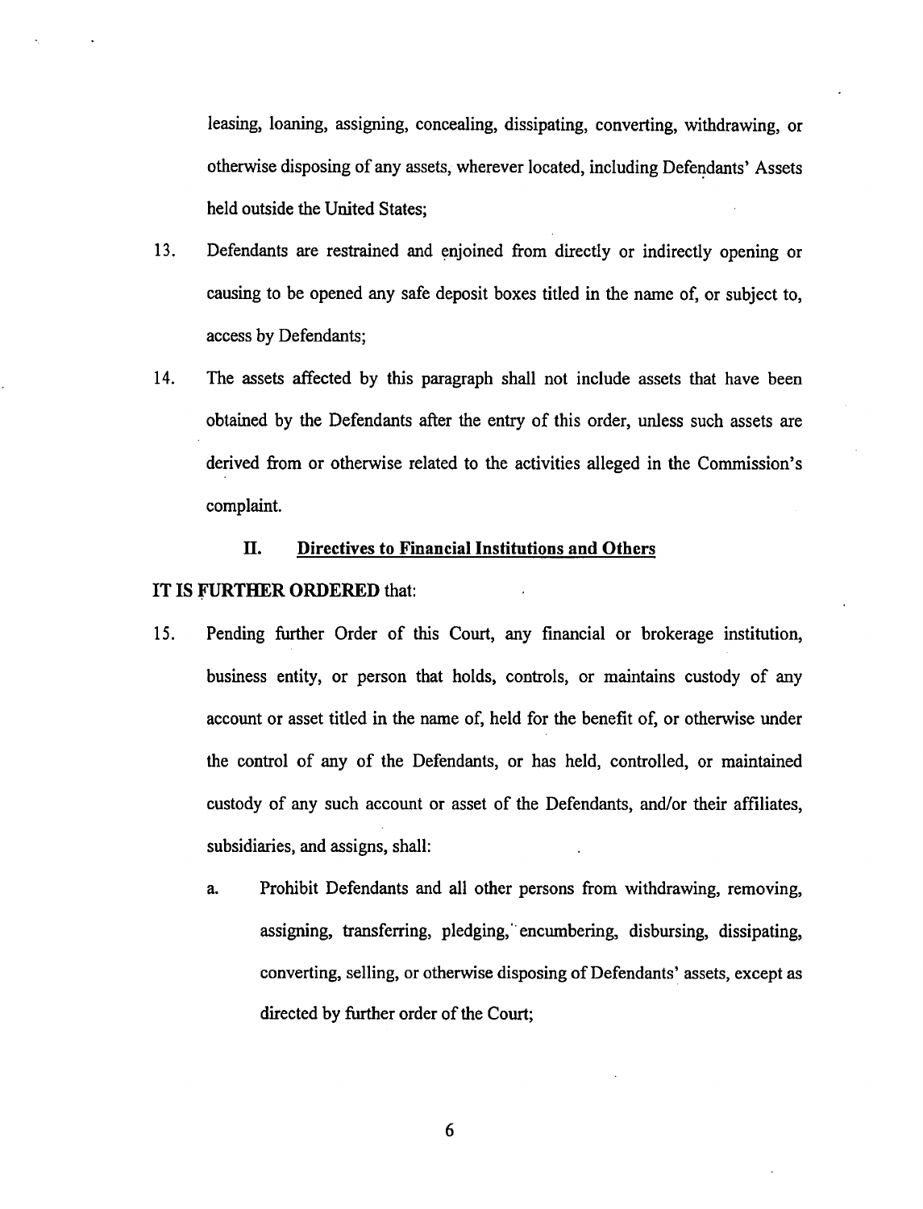leasing, loaning, assigning, concealing, dissipating, converting, withdrawing, or otherwise disposing of any assets, wherever located, including Defendants' Assets held outside the United States;

13. Defendants are restrained and enjoined from directly or indirectly opening or causing to be opened any safe deposit boxes titled in the name of, or subject to, access by Defendants;

14. The assets affected by this paragraph shall not include assets that have been obtained by the Defendants after the entry of this order, unless such assets are derived from or otherwise related to the activities alleged in the Commission's complaint.

## II. Directives to Financial Institutions and Others

**IT IS FURTHER ORDERED** that:

15. Pending further Order of this Court, any financial or brokerage institution, business entity, or person that holds, controls, or maintains custody of any account or asset titled in the name of, held for the benefit of, or otherwise under the control of any of the Defendants, or has held, controlled, or maintained custody of any such account or asset of the Defendants, and/or their affiliates, subsidiaries, and assigns, shall:

    a. Prohibit Defendants and all other persons from withdrawing, removing, assigning, transferring, pledging, encumbering, disbursing, dissipating, converting, selling, or otherwise disposing of Defendants' assets, except as directed by further order of the Court;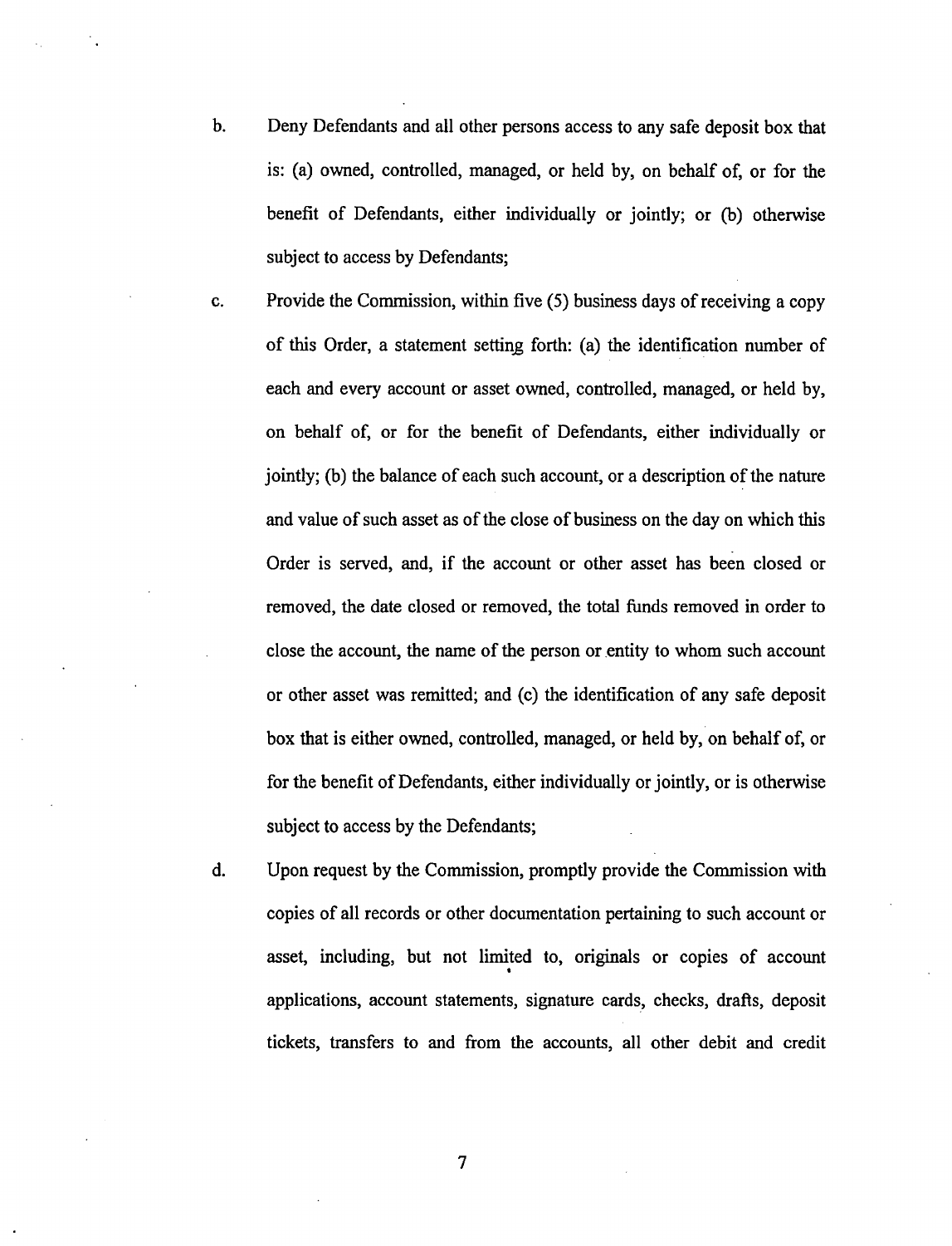b. Deny Defendants and all other persons access to any safe deposit box that is: (a) owned, controlled, managed, or held by, on behalf of, or for the benefit of Defendants, either individually or jointly; or (b) otherwise subject to access by Defendants;

c. Provide the Commission, within five (5) business days of receiving a copy of this Order, a statement setting forth: (a) the identification number of each and every account or asset owned, controlled, managed, or held by, on behalf of, or for the benefit of Defendants, either individually or jointly; (b) the balance of each such account, or a description of the nature and value of such asset as of the close of business on the day on which this Order is served, and, if the account or other asset has been closed or removed, the date closed or removed, the total funds removed in order to close the account, the name of the person or entity to whom such account or other asset was remitted; and (c) the identification of any safe deposit box that is either owned, controlled, managed, or held by, on behalf of, or for the benefit of Defendants, either individually or jointly, or is otherwise subject to access by the Defendants;

d. Upon request by the Commission, promptly provide the Commission with copies of all records or other documentation pertaining to such account or asset, including, but not limited to, originals or copies of account applications, account statements, signature cards, checks, drafts, deposit tickets, transfers to and from the accounts, all other debit and credit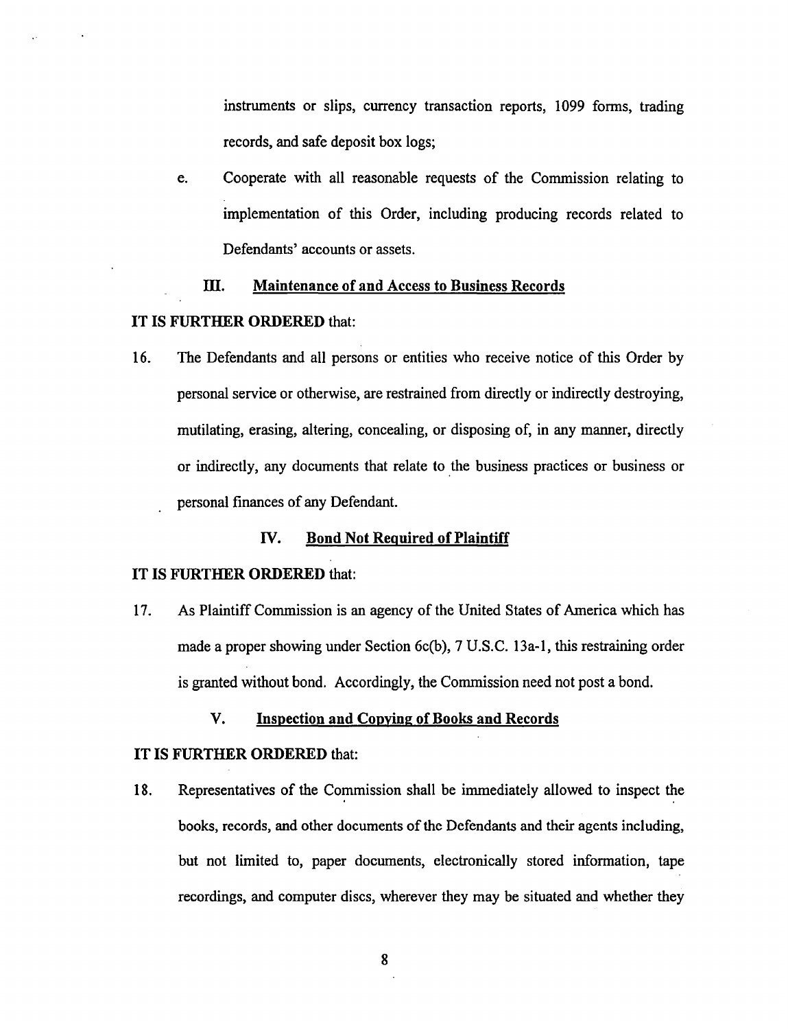instruments or slips, currency transaction reports, 1099 forms, trading records, and safe deposit box logs;

e. Cooperate with all reasonable requests of the Commission relating to implementation of this Order, including producing records related to Defendants' accounts or assets.

### III. Maintenance of and Access to Business Records

**IT IS FURTHER ORDERED** that:

16. The Defendants and all persons or entities who receive notice of this Order by personal service or otherwise, are restrained from directly or indirectly destroying, mutilating, erasing, altering, concealing, or disposing of, in any manner, directly or indirectly, any documents that relate to the business practices or business or personal finances of any Defendant.

### IV. Bond Not Required of Plaintiff

**IT IS FURTHER ORDERED** that:

17. As Plaintiff Commission is an agency of the United States of America which has made a proper showing under Section 6c(b), 7 U.S.C. 13a-1, this restraining order is granted without bond. Accordingly, the Commission need not post a bond.

### V. Inspection and Copying of Books and Records

**IT IS FURTHER ORDERED** that:

18. Representatives of the Commission shall be immediately allowed to inspect the books, records, and other documents of the Defendants and their agents including, but not limited to, paper documents, electronically stored information, tape recordings, and computer discs, wherever they may be situated and whether they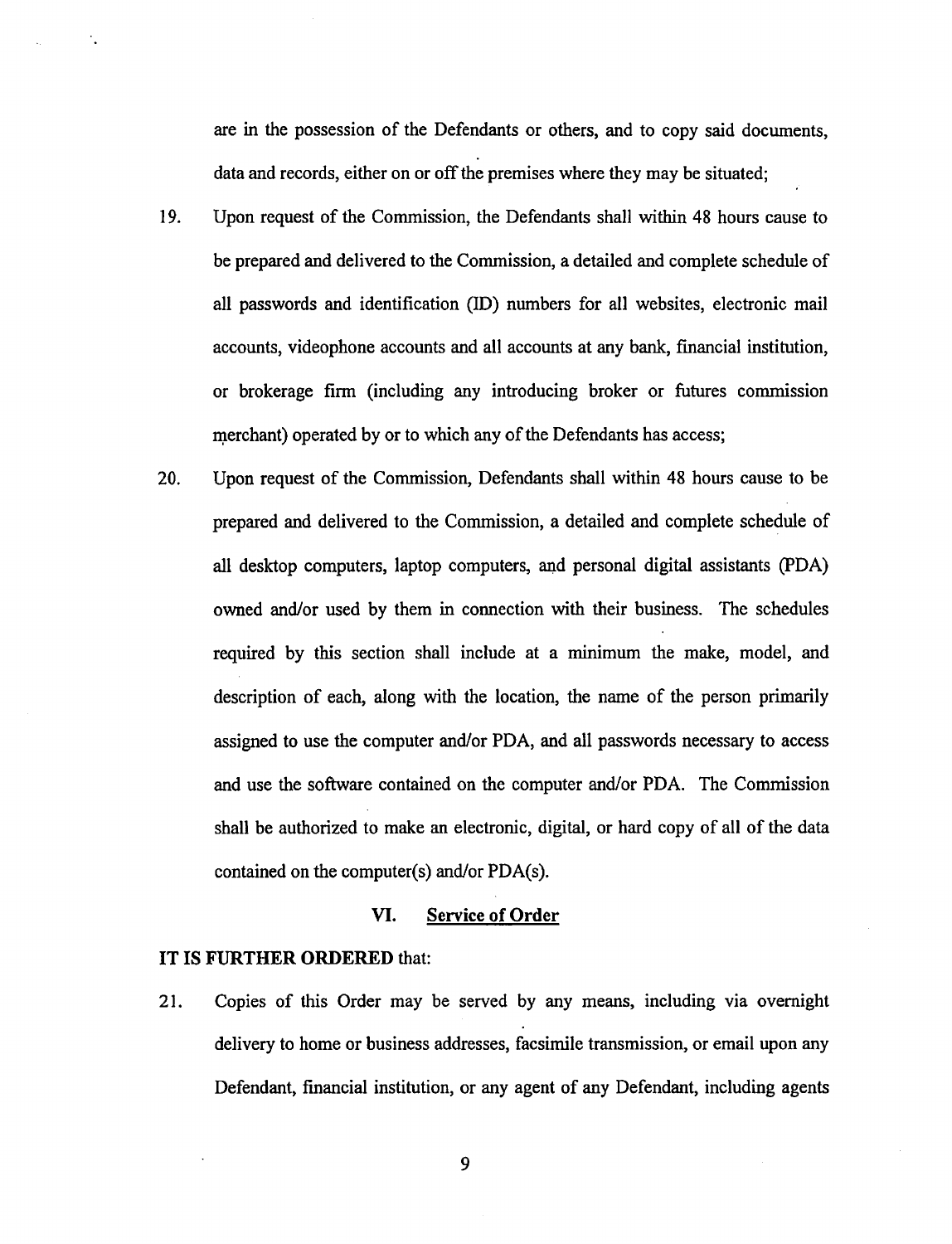are in the possession of the Defendants or others, and to copy said documents, data and records, either on or off the premises where they may be situated;

19. Upon request of the Commission, the Defendants shall within 48 hours cause to be prepared and delivered to the Commission, a detailed and complete schedule of all passwords and identification (ID) numbers for all websites, electronic mail accounts, videophone accounts and all accounts at any bank, financial institution, or brokerage firm (including any introducing broker or futures commission merchant) operated by or to which any of the Defendants has access;

20. Upon request of the Commission, Defendants shall within 48 hours cause to be prepared and delivered to the Commission, a detailed and complete schedule of all desktop computers, laptop computers, and personal digital assistants (PDA) owned and/or used by them in connection with their business. The schedules required by this section shall include at a minimum the make, model, and description of each, along with the location, the name of the person primarily assigned to use the computer and/or PDA, and all passwords necessary to access and use the software contained on the computer and/or PDA. The Commission shall be authorized to make an electronic, digital, or hard copy of all of the data contained on the computer(s) and/or PDA(s).

## VI. Service of Order

**IT IS FURTHER ORDERED** that:

21. Copies of this Order may be served by any means, including via overnight delivery to home or business addresses, facsimile transmission, or email upon any Defendant, financial institution, or any agent of any Defendant, including agents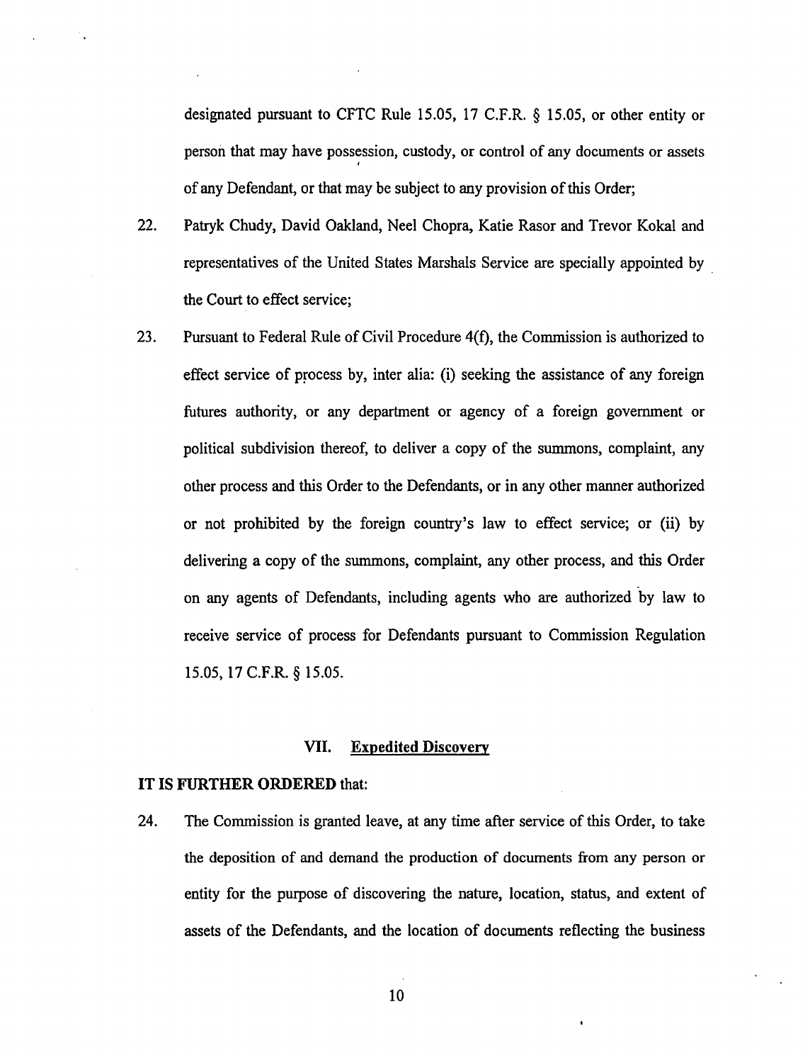designated pursuant to CFTC Rule 15.05, 17 C.F.R. § 15.05, or other entity or person that may have possession, custody, or control of any documents or assets of any Defendant, or that may be subject to any provision of this Order;

22. Patryk Chudy, David Oakland, Neel Chopra, Katie Rasor and Trevor Kokal and representatives of the United States Marshals Service are specially appointed by the Court to effect service;

23. Pursuant to Federal Rule of Civil Procedure 4(f), the Commission is authorized to effect service of process by, inter alia: (i) seeking the assistance of any foreign futures authority, or any department or agency of a foreign government or political subdivision thereof, to deliver a copy of the summons, complaint, any other process and this Order to the Defendants, or in any other manner authorized or not prohibited by the foreign country's law to effect service; or (ii) by delivering a copy of the summons, complaint, any other process, and this Order on any agents of Defendants, including agents who are authorized by law to receive service of process for Defendants pursuant to Commission Regulation 15.05, 17 C.F.R. § 15.05.

## VII. Expedited Discovery

**IT IS FURTHER ORDERED** that:

24. The Commission is granted leave, at any time after service of this Order, to take the deposition of and demand the production of documents from any person or entity for the purpose of discovering the nature, location, status, and extent of assets of the Defendants, and the location of documents reflecting the business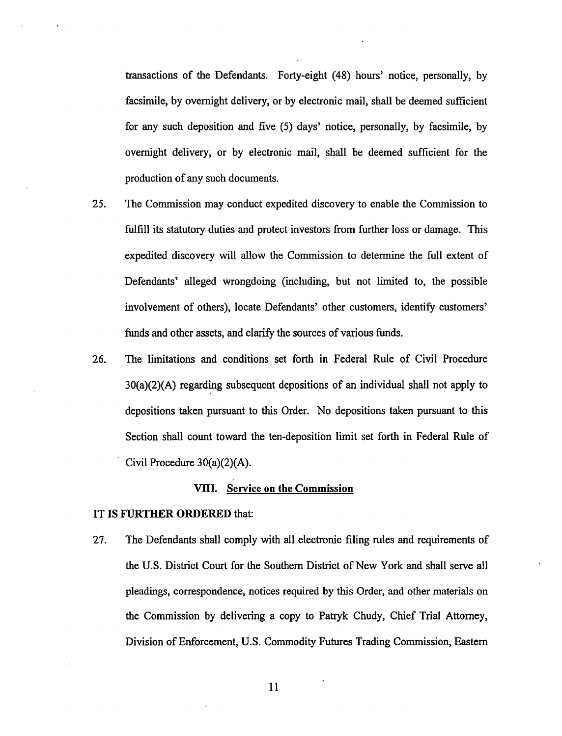transactions of the Defendants. Forty-eight (48) hours' notice, personally, by facsimile, by overnight delivery, or by electronic mail, shall be deemed sufficient for any such deposition and five (5) days' notice, personally, by facsimile, by overnight delivery, or by electronic mail, shall be deemed sufficient for the production of any such documents.

25. The Commission may conduct expedited discovery to enable the Commission to fulfill its statutory duties and protect investors from further loss or damage. This expedited discovery will allow the Commission to determine the full extent of Defendants' alleged wrongdoing (including, but not limited to, the possible involvement of others), locate Defendants' other customers, identify customers' funds and other assets, and clarify the sources of various funds.

26. The limitations and conditions set forth in Federal Rule of Civil Procedure 30(a)(2)(A) regarding subsequent depositions of an individual shall not apply to depositions taken pursuant to this Order. No depositions taken pursuant to this Section shall count toward the ten-deposition limit set forth in Federal Rule of Civil Procedure 30(a)(2)(A).

## VIII. Service on the Commission

**IT IS FURTHER ORDERED** that:

27. The Defendants shall comply with all electronic filing rules and requirements of the U.S. District Court for the Southern District of New York and shall serve all pleadings, correspondence, notices required by this Order, and other materials on the Commission by delivering a copy to Patryk Chudy, Chief Trial Attorney, Division of Enforcement, U.S. Commodity Futures Trading Commission, Eastern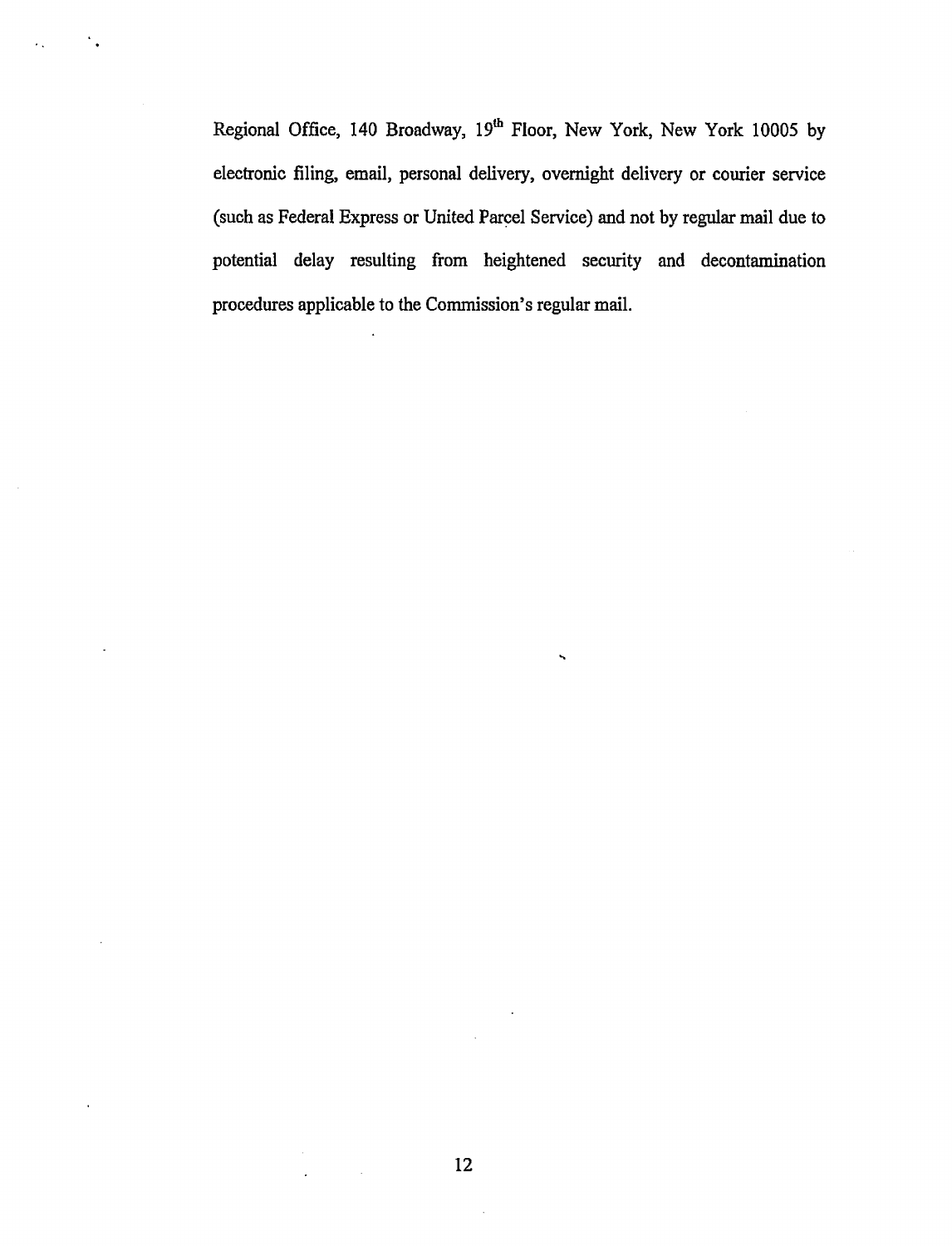Regional Office, 140 Broadway, 19th Floor, New York, New York 10005 by electronic filing, email, personal delivery, overnight delivery or courier service (such as Federal Express or United Parcel Service) and not by regular mail due to potential delay resulting from heightened security and decontamination procedures applicable to the Commission's regular mail.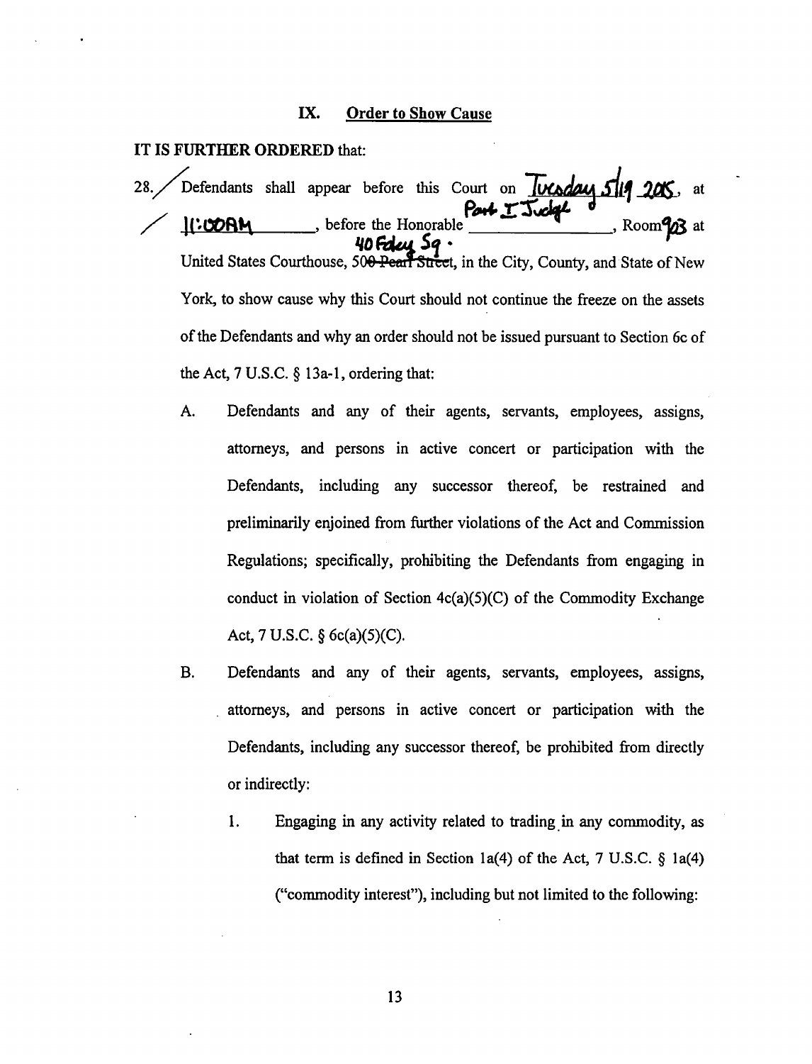## IX. Order to Show Cause

**IT IS FURTHER ORDERED** that:

28. Defendants shall appear before this Court on Tuesday 5/19 2015, at 11:00AM, before the Honorable Part I Judge, Room 903 at United States Courthouse, 40 Foley Sq. ~~500 Pearl Street~~, in the City, County, and State of New York, to show cause why this Court should not continue the freeze on the assets of the Defendants and why an order should not be issued pursuant to Section 6c of the Act, 7 U.S.C. § 13a-1, ordering that:

   A. Defendants and any of their agents, servants, employees, assigns, attorneys, and persons in active concert or participation with the Defendants, including any successor thereof, be restrained and preliminarily enjoined from further violations of the Act and Commission Regulations; specifically, prohibiting the Defendants from engaging in conduct in violation of Section 4c(a)(5)(C) of the Commodity Exchange Act, 7 U.S.C. § 6c(a)(5)(C).

   B. Defendants and any of their agents, servants, employees, assigns, attorneys, and persons in active concert or participation with the Defendants, including any successor thereof, be prohibited from directly or indirectly:

      1. Engaging in any activity related to trading in any commodity, as that term is defined in Section 1a(4) of the Act, 7 U.S.C. § 1a(4) ("commodity interest"), including but not limited to the following: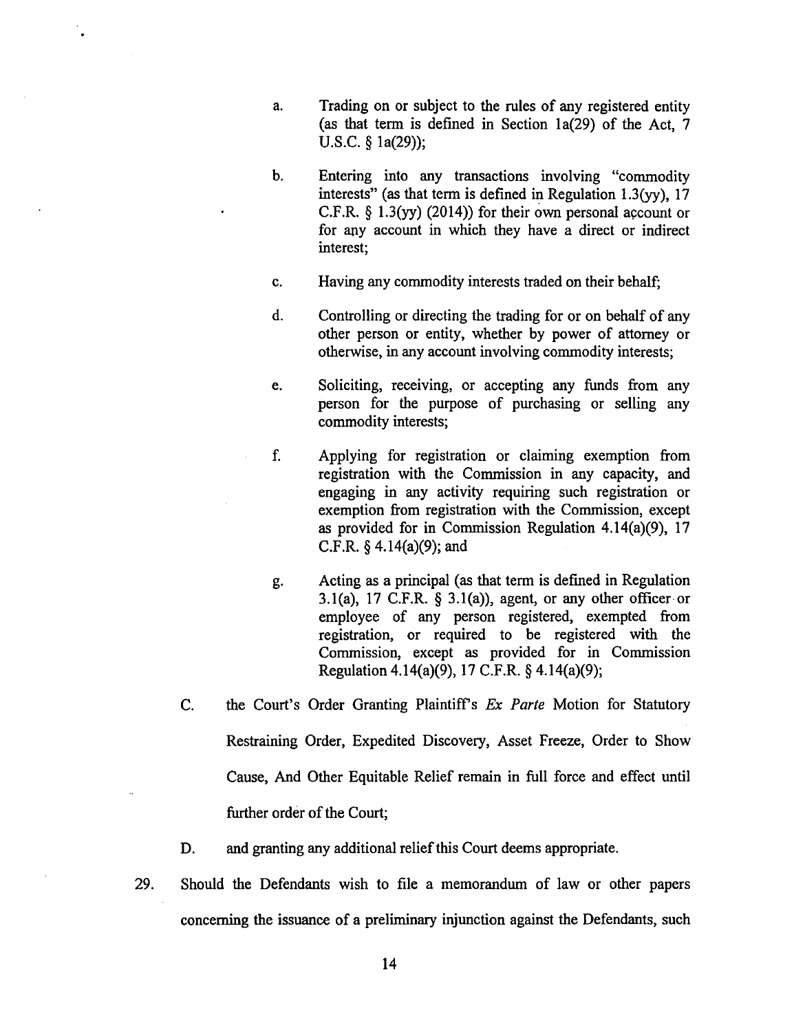a. Trading on or subject to the rules of any registered entity (as that term is defined in Section 1a(29) of the Act, 7 U.S.C. § 1a(29));

b. Entering into any transactions involving "commodity interests" (as that term is defined in Regulation 1.3(yy), 17 C.F.R. § 1.3(yy) (2014)) for their own personal account or for any account in which they have a direct or indirect interest;

c. Having any commodity interests traded on their behalf;

d. Controlling or directing the trading for or on behalf of any other person or entity, whether by power of attorney or otherwise, in any account involving commodity interests;

e. Soliciting, receiving, or accepting any funds from any person for the purpose of purchasing or selling any commodity interests;

f. Applying for registration or claiming exemption from registration with the Commission in any capacity, and engaging in any activity requiring such registration or exemption from registration with the Commission, except as provided for in Commission Regulation 4.14(a)(9), 17 C.F.R. § 4.14(a)(9); and

g. Acting as a principal (as that term is defined in Regulation 3.1(a), 17 C.F.R. § 3.1(a)), agent, or any other officer or employee of any person registered, exempted from registration, or required to be registered with the Commission, except as provided for in Commission Regulation 4.14(a)(9), 17 C.F.R. § 4.14(a)(9);

C. the Court's Order Granting Plaintiff's *Ex Parte* Motion for Statutory Restraining Order, Expedited Discovery, Asset Freeze, Order to Show Cause, And Other Equitable Relief remain in full force and effect until further order of the Court;

D. and granting any additional relief this Court deems appropriate.

29. Should the Defendants wish to file a memorandum of law or other papers concerning the issuance of a preliminary injunction against the Defendants, such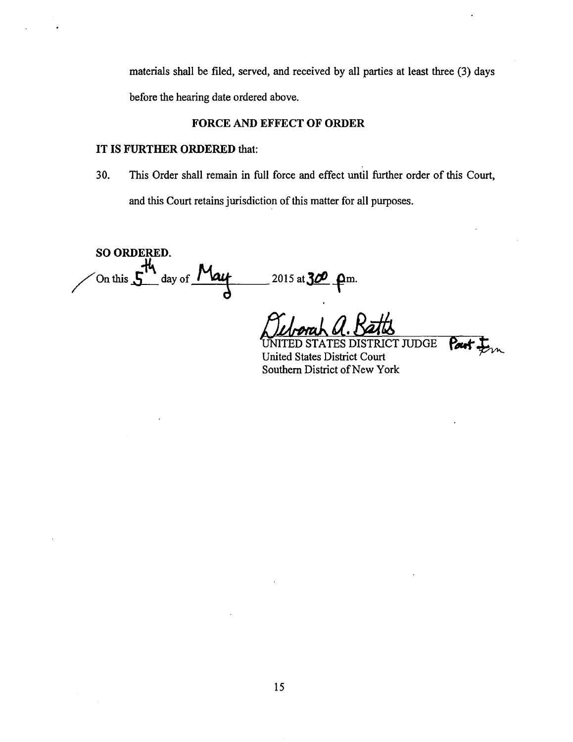materials shall be filed, served, and received by all parties at least three (3) days before the hearing date ordered above.

**FORCE AND EFFECT OF ORDER**

**IT IS FURTHER ORDERED** that:

30. This Order shall remain in full force and effect until further order of this Court, and this Court retains jurisdiction of this matter for all purposes.

**SO ORDERED.**

On this 5th day of May 2015 at 3:00 p.m.

Deborah A. Batts

UNITED STATES DISTRICT JUDGE Part I

United States District Court

Southern District of New York